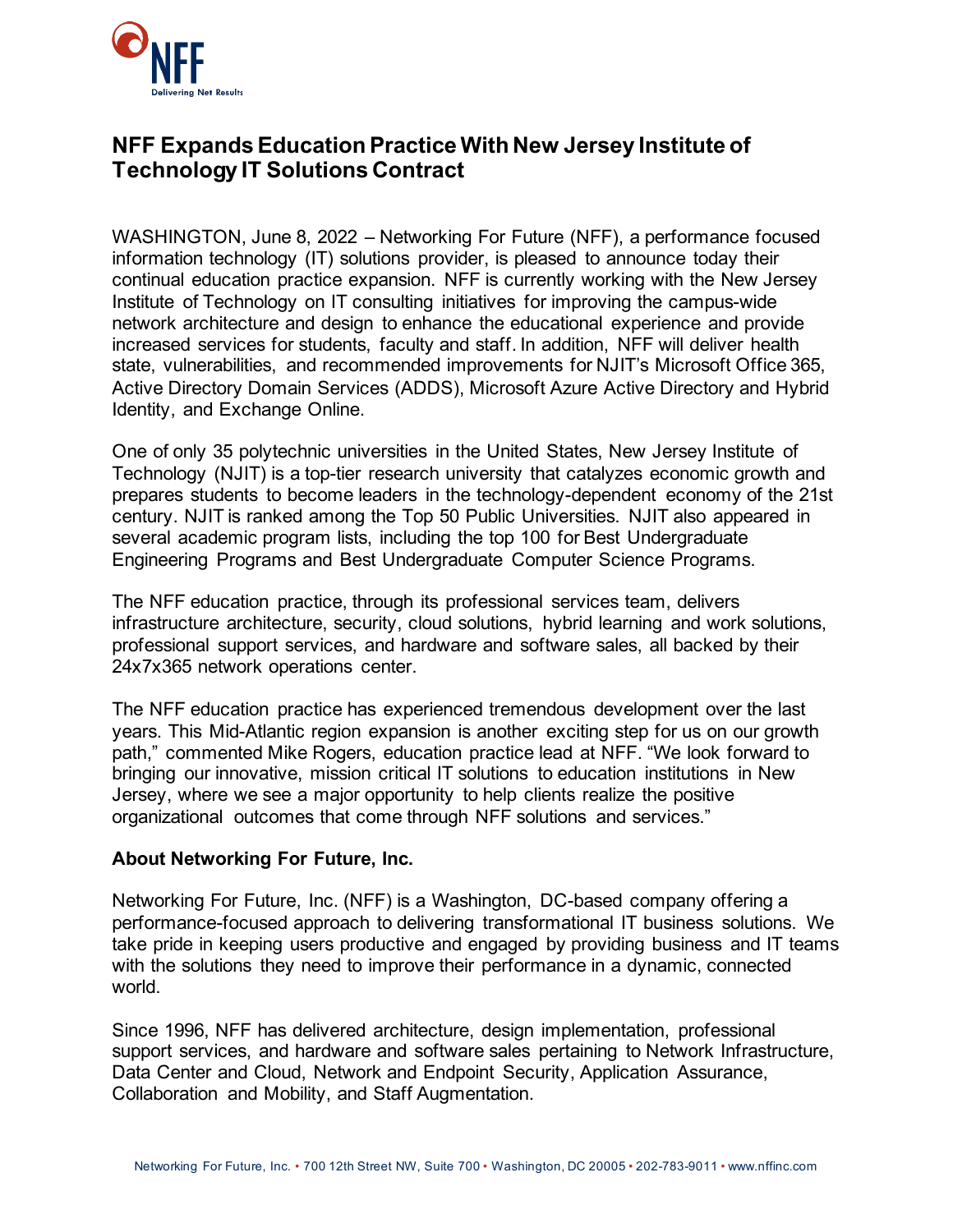# NFF Expands Education Practice With New Jersey Institute of Technology IT Solutions Contract

WASHINGTON, June 8, 2022 – Networking For Future (NFF), a performance focused information technology (IT) solutions provider, is pleased to announce today their continual education practice expansion. NFF is currently working with the New Jersey Institute of Technology on IT consulting initiatives for improving the campus-wide network architecture and design to enhance the educational experience and provide increased services for students, faculty and staff. In addition, NFF will deliver health state, vulnerabilities, and recommended improvements for NJIT's Microsoft Office 365, Active Directory Domain Services (ADDS), Microsoft Azure Active Directory and Hybrid Identity, and Exchange Online.

One of only 35 polytechnic universities in the United States, New Jersey Institute of Technology (NJIT) is a top-tier research university that catalyzes economic growth and prepares students to become leaders in the technology-dependent economy of the 21st century. NJIT is ranked among the Top 50 Public Universities. NJIT also appeared in several academic program lists, including the top 100 for Best Undergraduate Engineering Programs and Best Undergraduate Computer Science Programs.

The NFF education practice, through its professional services team, delivers infrastructure architecture, security, cloud solutions, hybrid learning and work solutions, professional support services, and hardware and software sales, all backed by their 24x7x365 network operations center.

The NFF education practice has experienced tremendous development over the last years. This Mid-Atlantic region expansion is another exciting step for us on our growth path," commented Mike Rogers, education practice lead at NFF. "We look forward to bringing our innovative, mission critical IT solutions to education institutions in New Jersey, where we see a major opportunity to help clients realize the positive organizational outcomes that come through NFF solutions and services."

### About Networking For Future, Inc.

Networking For Future, Inc. (NFF) is a Washington, DC-based company offering a performance-focused approach to delivering transformational IT business solutions. We take pride in keeping users productive and engaged by providing business and IT teams with the solutions they need to improve their performance in a dynamic, connected world.

Since 1996, NFF has delivered architecture, design implementation, professional support services, and hardware and software sales pertaining to Network Infrastructure, Data Center and Cloud, Network and Endpoint Security, Application Assurance, Collaboration and Mobility, and Staff Augmentation.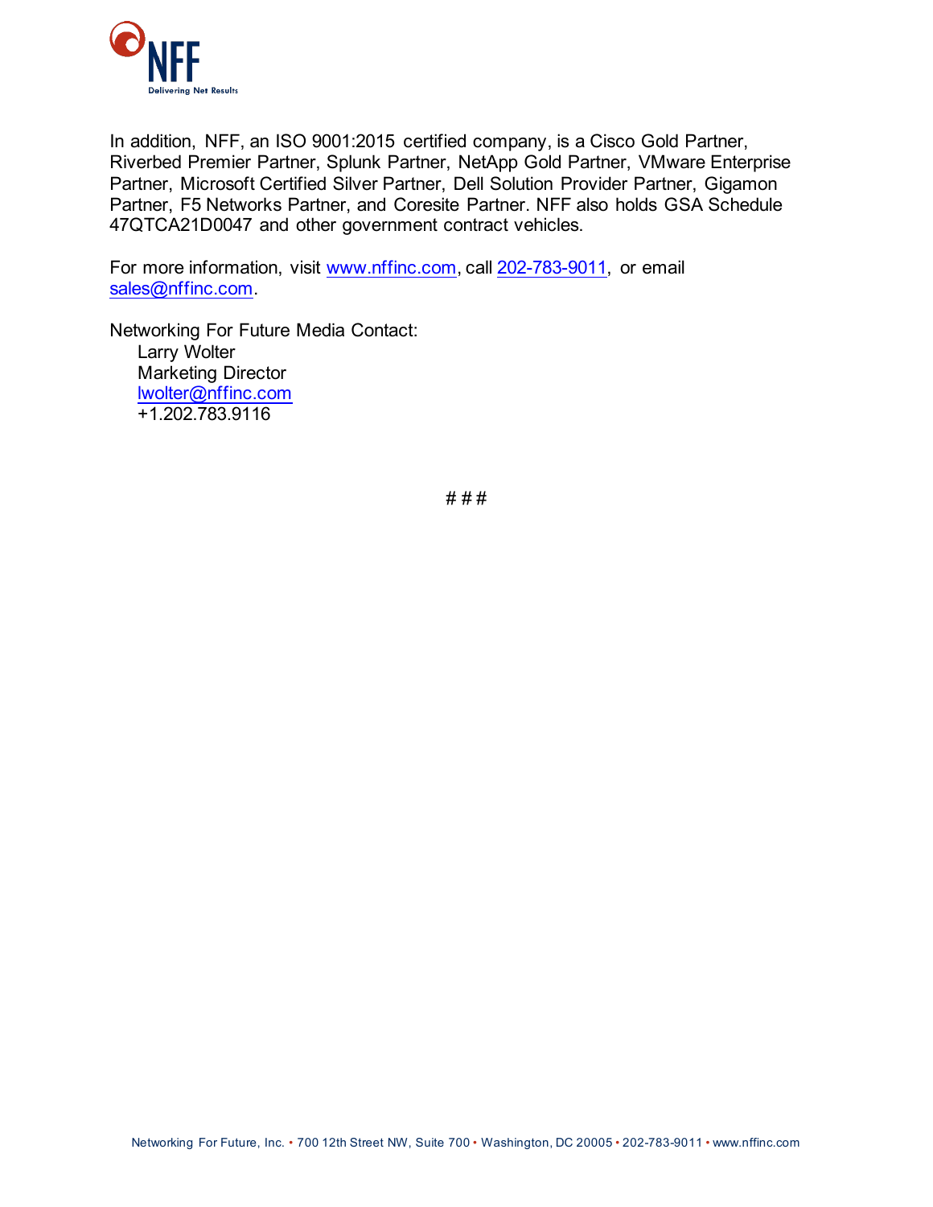In addition, NFF, an ISO 9001:2015 certified company, is a Cisco Gold Partner, Riverbed Premier Partner, Splunk Partner, NetApp Gold Partner, VMware Enterprise Partner, Microsoft Certified Silver Partner, Dell Solution Provider Partner, Gigamon Partner, F5 Networks Partner, and Coresite Partner. NFF also holds GSA Schedule 47QTCA21D0047 and other government contract vehicles.

For more information, visit www.nffinc.com, call 202-783-9011, or email sales@nffinc.com.

Networking For Future Media Contact:
Larry Wolter
Marketing Director
lwolter@nffinc.com
+1.202.783.9116

# # #